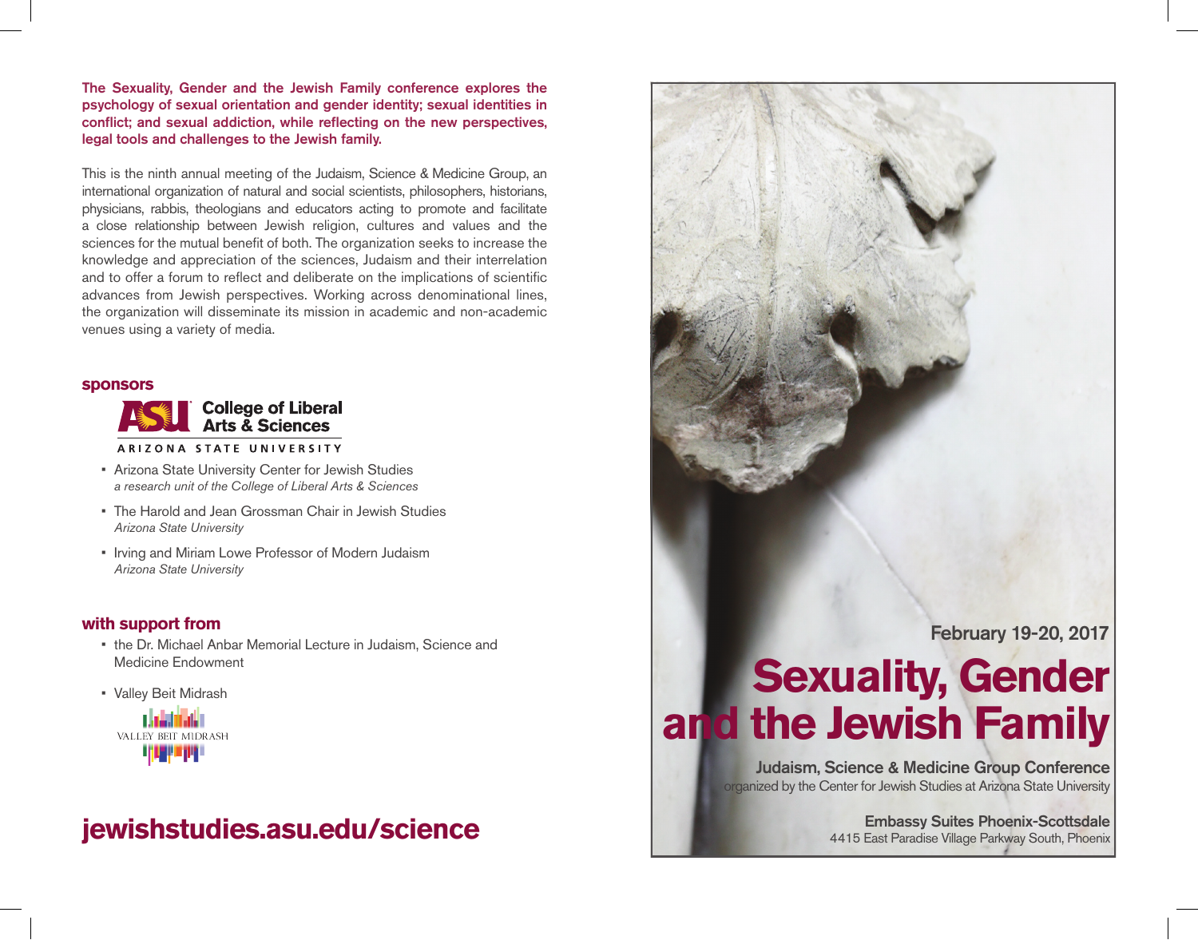**The Sexuality, Gender and the Jewish Family conference explores the psychology of sexual orientation and gender identity; sexual identities in conflict; and sexual addiction, while reflecting on the new perspectives, legal tools and challenges to the Jewish family.**

This is the ninth annual meeting of the Judaism, Science & Medicine Group, an international organization of natural and social scientists, philosophers, historians, physicians, rabbis, theologians and educators acting to promote and facilitate a close relationship between Jewish religion, cultures and values and the sciences for the mutual benefit of both. The organization seeks to increase the knowledge and appreciation of the sciences, Judaism and their interrelation and to offer a forum to reflect and deliberate on the implications of scientific advances from Jewish perspectives. Working across denominational lines, the organization will disseminate its mission in academic and non-academic venues using a variety of media.

## sponsors

ASU College of Liberal Arts & Sciences
ARIZONA STATE UNIVERSITY

- Arizona State University Center for Jewish Studies
  *a research unit of the College of Liberal Arts & Sciences*
- The Harold and Jean Grossman Chair in Jewish Studies
  *Arizona State University*
- Irving and Miriam Lowe Professor of Modern Judaism
  *Arizona State University*

## with support from

- the Dr. Michael Anbar Memorial Lecture in Judaism, Science and Medicine Endowment
- Valley Beit Midrash

VALLEY BEIT MIDRASH

## jewishstudies.asu.edu/science

**February 19-20, 2017**

# Sexuality, Gender and the Jewish Family

**Judaism, Science & Medicine Group Conference**
organized by the Center for Jewish Studies at Arizona State University

**Embassy Suites Phoenix-Scottsdale**
4415 East Paradise Village Parkway South, Phoenix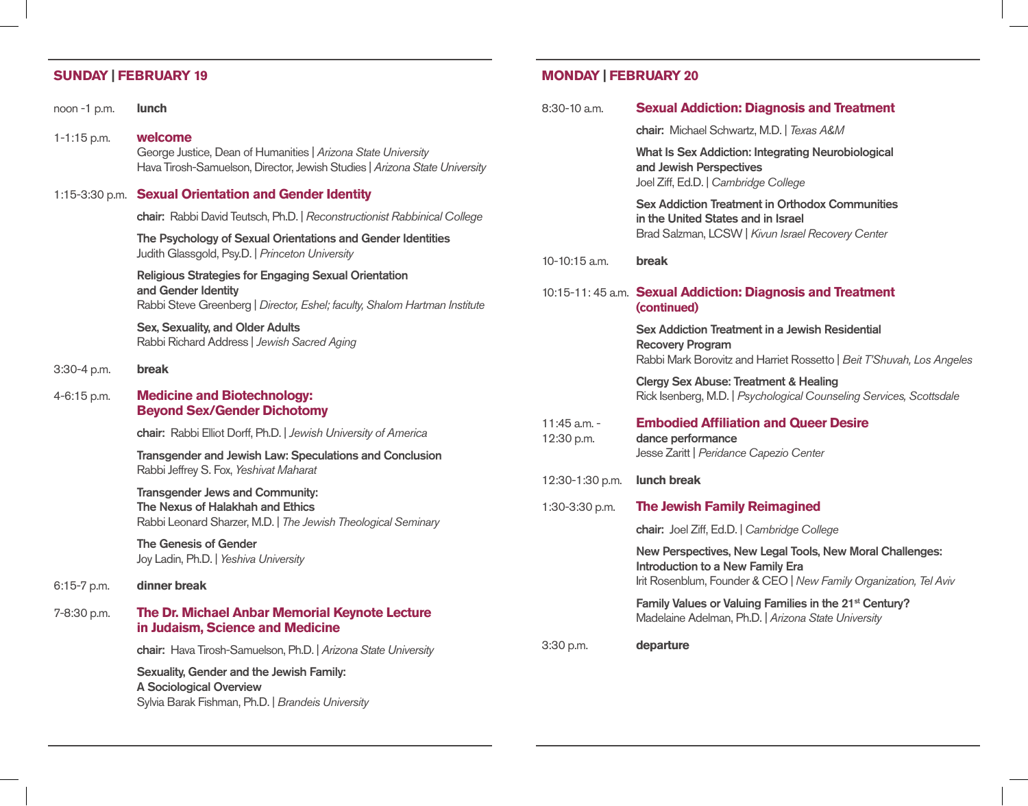## SUNDAY | FEBRUARY 19

noon -1 p.m. **lunch**

1-1:15 p.m. **welcome**
George Justice, Dean of Humanities | *Arizona State University*
Hava Tirosh-Samuelson, Director, Jewish Studies | *Arizona State University*

1:15-3:30 p.m. **Sexual Orientation and Gender Identity**

**chair:** Rabbi David Teutsch, Ph.D. | *Reconstructionist Rabbinical College*

**The Psychology of Sexual Orientations and Gender Identities**
Judith Glassgold, Psy.D. | *Princeton University*

**Religious Strategies for Engaging Sexual Orientation and Gender Identity**
Rabbi Steve Greenberg | *Director, Eshel; faculty, Shalom Hartman Institute*

**Sex, Sexuality, and Older Adults**
Rabbi Richard Address | *Jewish Sacred Aging*

3:30-4 p.m. **break**

4-6:15 p.m. **Medicine and Biotechnology: Beyond Sex/Gender Dichotomy**

**chair:** Rabbi Elliot Dorff, Ph.D. | *Jewish University of America*

**Transgender and Jewish Law: Speculations and Conclusion**
Rabbi Jeffrey S. Fox, *Yeshivat Maharat*

**Transgender Jews and Community: The Nexus of Halakhah and Ethics**
Rabbi Leonard Sharzer, M.D. | *The Jewish Theological Seminary*

**The Genesis of Gender**
Joy Ladin, Ph.D. | *Yeshiva University*

6:15-7 p.m. **dinner break**

7-8:30 p.m. **The Dr. Michael Anbar Memorial Keynote Lecture in Judaism, Science and Medicine**

**chair:** Hava Tirosh-Samuelson, Ph.D. | *Arizona State University*

**Sexuality, Gender and the Jewish Family: A Sociological Overview**
Sylvia Barak Fishman, Ph.D. | *Brandeis University*

## MONDAY | FEBRUARY 20

8:30-10 a.m. **Sexual Addiction: Diagnosis and Treatment**

**chair:** Michael Schwartz, M.D. | *Texas A&M*

**What Is Sex Addiction: Integrating Neurobiological and Jewish Perspectives**
Joel Ziff, Ed.D. | *Cambridge College*

**Sex Addiction Treatment in Orthodox Communities in the United States and in Israel**
Brad Salzman, LCSW | *Kivun Israel Recovery Center*

10-10:15 a.m. **break**

10:15-11: 45 a.m. **Sexual Addiction: Diagnosis and Treatment (continued)**

**Sex Addiction Treatment in a Jewish Residential Recovery Program**
Rabbi Mark Borovitz and Harriet Rossetto | *Beit T'Shuvah, Los Angeles*

**Clergy Sex Abuse: Treatment & Healing**
Rick Isenberg, M.D. | *Psychological Counseling Services, Scottsdale*

11:45 a.m. - 12:30 p.m. **Embodied Affiliation and Queer Desire**
**dance performance**
Jesse Zaritt | *Peridance Capezio Center*

12:30-1:30 p.m. **lunch break**

1:30-3:30 p.m. **The Jewish Family Reimagined**

**chair:** Joel Ziff, Ed.D. | *Cambridge College*

**New Perspectives, New Legal Tools, New Moral Challenges: Introduction to a New Family Era**
Irit Rosenblum, Founder & CEO | *New Family Organization, Tel Aviv*

**Family Values or Valuing Families in the 21st Century?**
Madelaine Adelman, Ph.D. | *Arizona State University*

3:30 p.m. **departure**